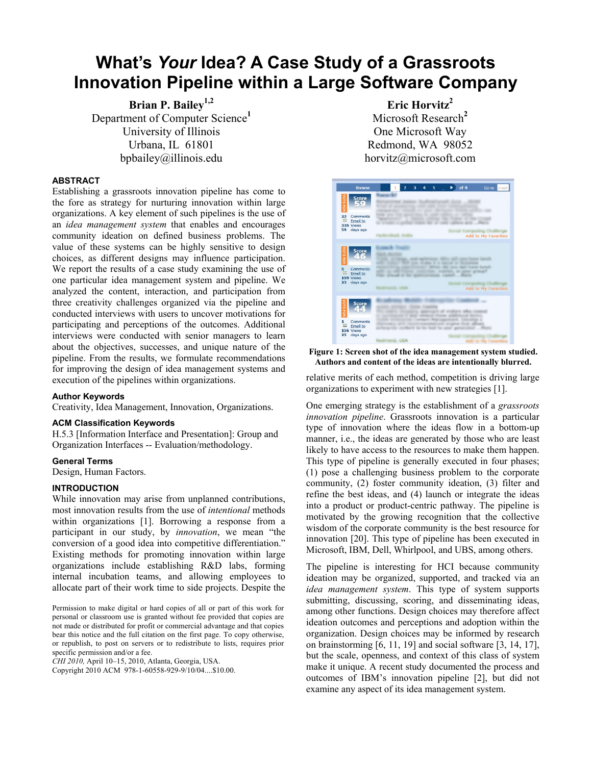# What's *Your* Idea? A Case Study of a Grassroots Innovation Pipeline within a Large Software Company

**Brian P. Bailey**[1,2]
Department of Computer Science[1]
University of Illinois
Urbana, IL 61801
bpbailey@illinois.edu

**Eric Horvitz**[2]
Microsoft Research[2]
One Microsoft Way
Redmond, WA 98052
horvitz@microsoft.com

## ABSTRACT

Establishing a grassroots innovation pipeline has come to the fore as strategy for nurturing innovation within large organizations. A key element of such pipelines is the use of an *idea management system* that enables and encourages community ideation on defined business problems. The value of these systems can be highly sensitive to design choices, as different designs may influence participation. We report the results of a case study examining the use of one particular idea management system and pipeline. We analyzed the content, interaction, and participation from three creativity challenges organized via the pipeline and conducted interviews with users to uncover motivations for participating and perceptions of the outcomes. Additional interviews were conducted with senior managers to learn about the objectives, successes, and unique nature of the pipeline. From the results, we formulate recommendations for improving the design of idea management systems and execution of the pipelines within organizations.

### Author Keywords

Creativity, Idea Management, Innovation, Organizations.

### ACM Classification Keywords

H.5.3 [Information Interface and Presentation]: Group and Organization Interfaces -- Evaluation/methodology.

### General Terms

Design, Human Factors.

## INTRODUCTION

While innovation may arise from unplanned contributions, most innovation results from the use of *intentional* methods within organizations [1]. Borrowing a response from a participant in our study, by *innovation*, we mean "the conversion of a good idea into competitive differentiation." Existing methods for promoting innovation within large organizations include establishing R&D labs, forming internal incubation teams, and allowing employees to allocate part of their work time to side projects. Despite the relative merits of each method, competition is driving large organizations to experiment with new strategies [1].

Permission to make digital or hard copies of all or part of this work for personal or classroom use is granted without fee provided that copies are not made or distributed for profit or commercial advantage and that copies bear this notice and the full citation on the first page. To copy otherwise, or republish, to post on servers or to redistribute to lists, requires prior specific permission and/or a fee.
*CHI 2010,* April 10–15, 2010, Atlanta, Georgia, USA.
Copyright 2010 ACM 978-1-60558-929-9/10/04....$10.00.

**Figure 1: Screen shot of the idea management system studied. Authors and content of the ideas are intentionally blurred.**

One emerging strategy is the establishment of a *grassroots innovation pipeline*. Grassroots innovation is a particular type of innovation where the ideas flow in a bottom-up manner, i.e., the ideas are generated by those who are least likely to have access to the resources to make them happen. This type of pipeline is generally executed in four phases; (1) pose a challenging business problem to the corporate community, (2) foster community ideation, (3) filter and refine the best ideas, and (4) launch or integrate the ideas into a product or product-centric pathway. The pipeline is motivated by the growing recognition that the collective wisdom of the corporate community is the best resource for innovation [20]. This type of pipeline has been executed in Microsoft, IBM, Dell, Whirlpool, and UBS, among others.

The pipeline is interesting for HCI because community ideation may be organized, supported, and tracked via an *idea management system*. This type of system supports submitting, discussing, scoring, and disseminating ideas, among other functions. Design choices may therefore affect ideation outcomes and perceptions and adoption within the organization. Design choices may be informed by research on brainstorming [6, 11, 19] and social software [3, 14, 17], but the scale, openness, and context of this class of system make it unique. A recent study documented the process and outcomes of IBM's innovation pipeline [2], but did not examine any aspect of its idea management system.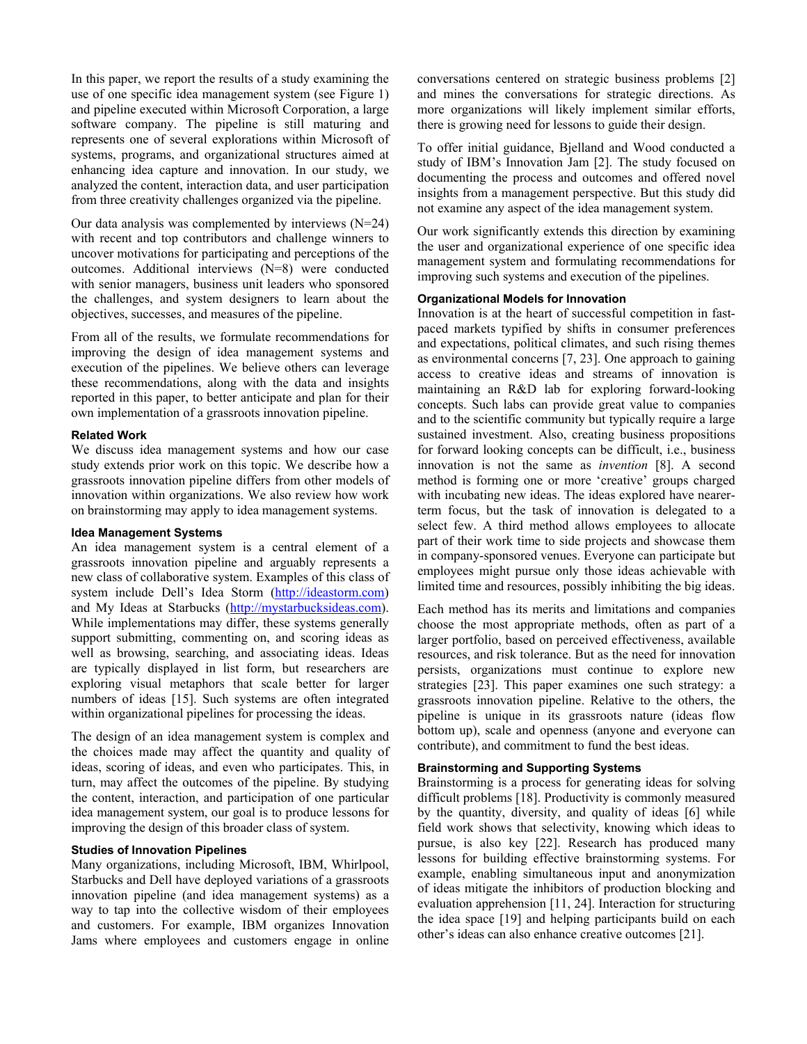In this paper, we report the results of a study examining the use of one specific idea management system (see Figure 1) and pipeline executed within Microsoft Corporation, a large software company. The pipeline is still maturing and represents one of several explorations within Microsoft of systems, programs, and organizational structures aimed at enhancing idea capture and innovation. In our study, we analyzed the content, interaction data, and user participation from three creativity challenges organized via the pipeline.

Our data analysis was complemented by interviews (N=24) with recent and top contributors and challenge winners to uncover motivations for participating and perceptions of the outcomes. Additional interviews (N=8) were conducted with senior managers, business unit leaders who sponsored the challenges, and system designers to learn about the objectives, successes, and measures of the pipeline.

From all of the results, we formulate recommendations for improving the design of idea management systems and execution of the pipelines. We believe others can leverage these recommendations, along with the data and insights reported in this paper, to better anticipate and plan for their own implementation of a grassroots innovation pipeline.

### Related Work

We discuss idea management systems and how our case study extends prior work on this topic. We describe how a grassroots innovation pipeline differs from other models of innovation within organizations. We also review how work on brainstorming may apply to idea management systems.

#### Idea Management Systems

An idea management system is a central element of a grassroots innovation pipeline and arguably represents a new class of collaborative system. Examples of this class of system include Dell's Idea Storm (http://ideastorm.com) and My Ideas at Starbucks (http://mystarbucksideas.com). While implementations may differ, these systems generally support submitting, commenting on, and scoring ideas as well as browsing, searching, and associating ideas. Ideas are typically displayed in list form, but researchers are exploring visual metaphors that scale better for larger numbers of ideas [15]. Such systems are often integrated within organizational pipelines for processing the ideas.

The design of an idea management system is complex and the choices made may affect the quantity and quality of ideas, scoring of ideas, and even who participates. This, in turn, may affect the outcomes of the pipeline. By studying the content, interaction, and participation of one particular idea management system, our goal is to produce lessons for improving the design of this broader class of system.

#### Studies of Innovation Pipelines

Many organizations, including Microsoft, IBM, Whirlpool, Starbucks and Dell have deployed variations of a grassroots innovation pipeline (and idea management systems) as a way to tap into the collective wisdom of their employees and customers. For example, IBM organizes Innovation Jams where employees and customers engage in online conversations centered on strategic business problems [2] and mines the conversations for strategic directions. As more organizations will likely implement similar efforts, there is growing need for lessons to guide their design.

To offer initial guidance, Bjelland and Wood conducted a study of IBM's Innovation Jam [2]. The study focused on documenting the process and outcomes and offered novel insights from a management perspective. But this study did not examine any aspect of the idea management system.

Our work significantly extends this direction by examining the user and organizational experience of one specific idea management system and formulating recommendations for improving such systems and execution of the pipelines.

#### Organizational Models for Innovation

Innovation is at the heart of successful competition in fast-paced markets typified by shifts in consumer preferences and expectations, political climates, and such rising themes as environmental concerns [7, 23]. One approach to gaining access to creative ideas and streams of innovation is maintaining an R&D lab for exploring forward-looking concepts. Such labs can provide great value to companies and to the scientific community but typically require a large sustained investment. Also, creating business propositions for forward looking concepts can be difficult, i.e., business innovation is not the same as *invention* [8]. A second method is forming one or more 'creative' groups charged with incubating new ideas. The ideas explored have nearer-term focus, but the task of innovation is delegated to a select few. A third method allows employees to allocate part of their work time to side projects and showcase them in company-sponsored venues. Everyone can participate but employees might pursue only those ideas achievable with limited time and resources, possibly inhibiting the big ideas.

Each method has its merits and limitations and companies choose the most appropriate methods, often as part of a larger portfolio, based on perceived effectiveness, available resources, and risk tolerance. But as the need for innovation persists, organizations must continue to explore new strategies [23]. This paper examines one such strategy: a grassroots innovation pipeline. Relative to the others, the pipeline is unique in its grassroots nature (ideas flow bottom up), scale and openness (anyone and everyone can contribute), and commitment to fund the best ideas.

#### Brainstorming and Supporting Systems

Brainstorming is a process for generating ideas for solving difficult problems [18]. Productivity is commonly measured by the quantity, diversity, and quality of ideas [6] while field work shows that selectivity, knowing which ideas to pursue, is also key [22]. Research has produced many lessons for building effective brainstorming systems. For example, enabling simultaneous input and anonymization of ideas mitigate the inhibitors of production blocking and evaluation apprehension [11, 24]. Interaction for structuring the idea space [19] and helping participants build on each other's ideas can also enhance creative outcomes [21].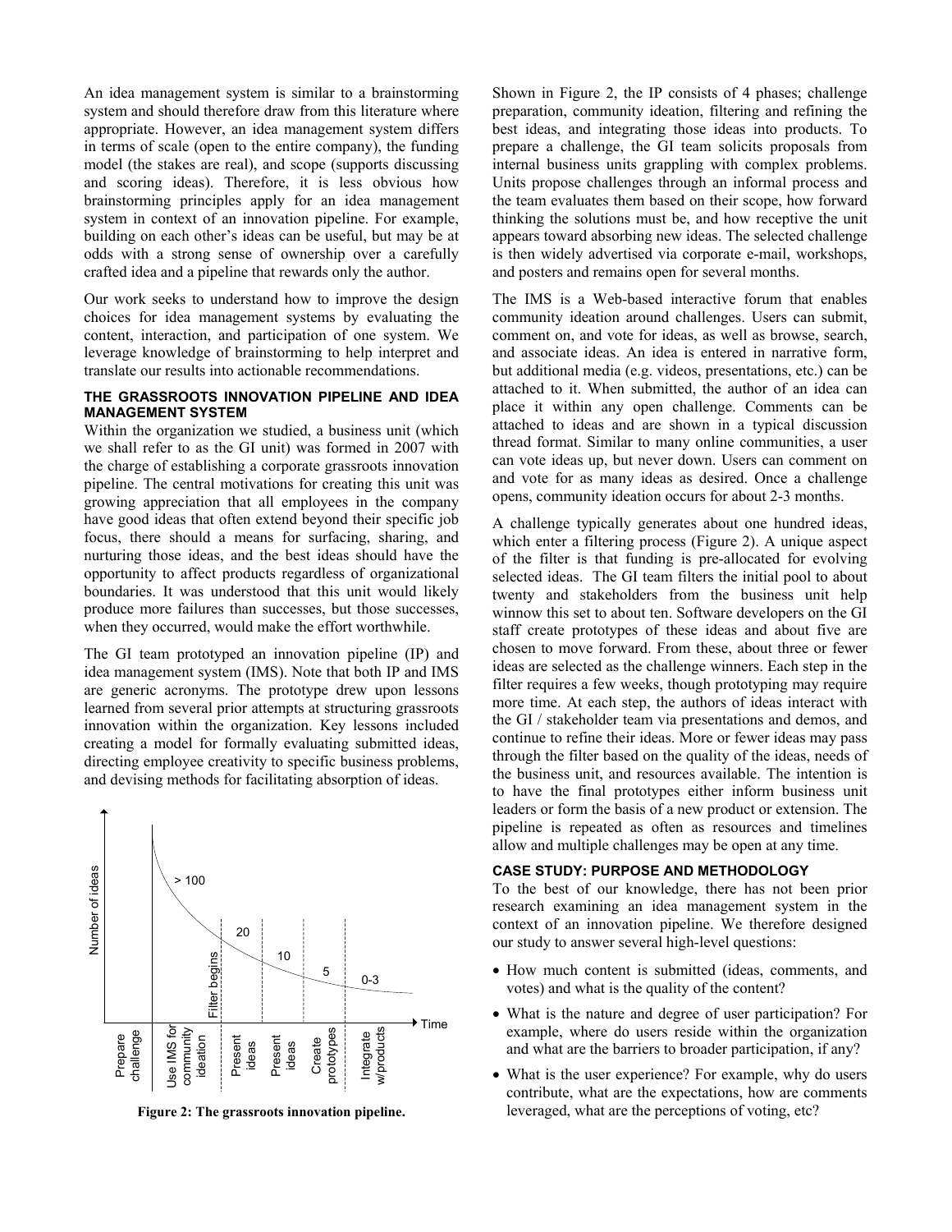An idea management system is similar to a brainstorming system and should therefore draw from this literature where appropriate. However, an idea management system differs in terms of scale (open to the entire company), the funding model (the stakes are real), and scope (supports discussing and scoring ideas). Therefore, it is less obvious how brainstorming principles apply for an idea management system in context of an innovation pipeline. For example, building on each other's ideas can be useful, but may be at odds with a strong sense of ownership over a carefully crafted idea and a pipeline that rewards only the author.

Our work seeks to understand how to improve the design choices for idea management systems by evaluating the content, interaction, and participation of one system. We leverage knowledge of brainstorming to help interpret and translate our results into actionable recommendations.

### THE GRASSROOTS INNOVATION PIPELINE AND IDEA MANAGEMENT SYSTEM

Within the organization we studied, a business unit (which we shall refer to as the GI unit) was formed in 2007 with the charge of establishing a corporate grassroots innovation pipeline. The central motivations for creating this unit was growing appreciation that all employees in the company have good ideas that often extend beyond their specific job focus, there should a means for surfacing, sharing, and nurturing those ideas, and the best ideas should have the opportunity to affect products regardless of organizational boundaries. It was understood that this unit would likely produce more failures than successes, but those successes, when they occurred, would make the effort worthwhile.

The GI team prototyped an innovation pipeline (IP) and idea management system (IMS). Note that both IP and IMS are generic acronyms. The prototype drew upon lessons learned from several prior attempts at structuring grassroots innovation within the organization. Key lessons included creating a model for formally evaluating submitted ideas, directing employee creativity to specific business problems, and devising methods for facilitating absorption of ideas.

Number of ideas

> 100

20

10

5

0-3

Filter begins

Time

Prepare challenge

Use IMS for community ideation

Present ideas

Present ideas

Create prototypes

Integrate w/products

**Figure 2: The grassroots innovation pipeline.**

Shown in Figure 2, the IP consists of 4 phases; challenge preparation, community ideation, filtering and refining the best ideas, and integrating those ideas into products. To prepare a challenge, the GI team solicits proposals from internal business units grappling with complex problems. Units propose challenges through an informal process and the team evaluates them based on their scope, how forward thinking the solutions must be, and how receptive the unit appears toward absorbing new ideas. The selected challenge is then widely advertised via corporate e-mail, workshops, and posters and remains open for several months.

The IMS is a Web-based interactive forum that enables community ideation around challenges. Users can submit, comment on, and vote for ideas, as well as browse, search, and associate ideas. An idea is entered in narrative form, but additional media (e.g. videos, presentations, etc.) can be attached to it. When submitted, the author of an idea can place it within any open challenge. Comments can be attached to ideas and are shown in a typical discussion thread format. Similar to many online communities, a user can vote ideas up, but never down. Users can comment on and vote for as many ideas as desired. Once a challenge opens, community ideation occurs for about 2-3 months.

A challenge typically generates about one hundred ideas, which enter a filtering process (Figure 2). A unique aspect of the filter is that funding is pre-allocated for evolving selected ideas. The GI team filters the initial pool to about twenty and stakeholders from the business unit help winnow this set to about ten. Software developers on the GI staff create prototypes of these ideas and about five are chosen to move forward. From these, about three or fewer ideas are selected as the challenge winners. Each step in the filter requires a few weeks, though prototyping may require more time. At each step, the authors of ideas interact with the GI / stakeholder team via presentations and demos, and continue to refine their ideas. More or fewer ideas may pass through the filter based on the quality of the ideas, needs of the business unit, and resources available. The intention is to have the final prototypes either inform business unit leaders or form the basis of a new product or extension. The pipeline is repeated as often as resources and timelines allow and multiple challenges may be open at any time.

### CASE STUDY: PURPOSE AND METHODOLOGY

To the best of our knowledge, there has not been prior research examining an idea management system in the context of an innovation pipeline. We therefore designed our study to answer several high-level questions:

- How much content is submitted (ideas, comments, and votes) and what is the quality of the content?
- What is the nature and degree of user participation? For example, where do users reside within the organization and what are the barriers to broader participation, if any?
- What is the user experience? For example, why do users contribute, what are the expectations, how are comments leveraged, what are the perceptions of voting, etc?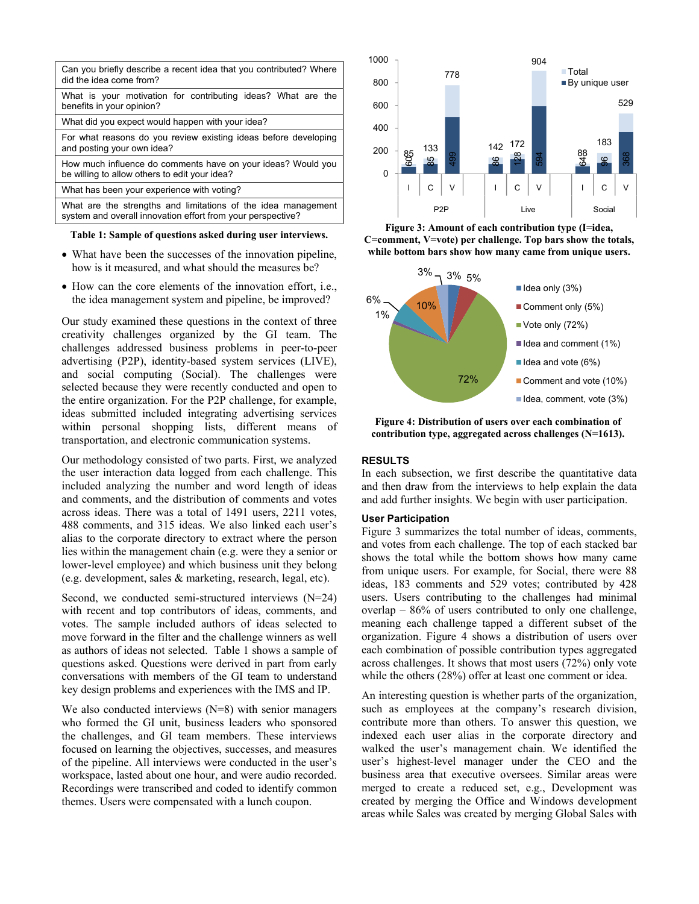| Can you briefly describe a recent idea that you contributed? Where did the idea come from? |
|---|
| What is your motivation for contributing ideas? What are the benefits in your opinion? |
| What did you expect would happen with your idea? |
| For what reasons do you review existing ideas before developing and posting your own idea? |
| How much influence do comments have on your ideas? Would you be willing to allow others to edit your idea? |
| What has been your experience with voting? |
| What are the strengths and limitations of the idea management system and overall innovation effort from your perspective? |

**Table 1: Sample of questions asked during user interviews.**

- What have been the successes of the innovation pipeline, how is it measured, and what should the measures be?
- How can the core elements of the innovation effort, i.e., the idea management system and pipeline, be improved?

Our study examined these questions in the context of three creativity challenges organized by the GI team. The challenges addressed business problems in peer-to-peer advertising (P2P), identity-based system services (LIVE), and social computing (Social). The challenges were selected because they were recently conducted and open to the entire organization. For the P2P challenge, for example, ideas submitted included integrating advertising services within personal shopping lists, different means of transportation, and electronic communication systems.

Our methodology consisted of two parts. First, we analyzed the user interaction data logged from each challenge. This included analyzing the number and word length of ideas and comments, and the distribution of comments and votes across ideas. There was a total of 1491 users, 2211 votes, 488 comments, and 315 ideas. We also linked each user's alias to the corporate directory to extract where the person lies within the management chain (e.g. were they a senior or lower-level employee) and which business unit they belong (e.g. development, sales & marketing, research, legal, etc).

Second, we conducted semi-structured interviews (N=24) with recent and top contributors of ideas, comments, and votes. The sample included authors of ideas selected to move forward in the filter and the challenge winners as well as authors of ideas not selected. Table 1 shows a sample of questions asked. Questions were derived in part from early conversations with members of the GI team to understand key design problems and experiences with the IMS and IP.

We also conducted interviews (N=8) with senior managers who formed the GI unit, business leaders who sponsored the challenges, and GI team members. These interviews focused on learning the objectives, successes, and measures of the pipeline. All interviews were conducted in the user's workspace, lasted about one hour, and were audio recorded. Recordings were transcribed and coded to identify common themes. Users were compensated with a lunch coupon.

| Challenge | Type | Total | By unique user |
|---|---|---|---|
| P2P | I | 85 | 60 |
| P2P | C | 133 | 85 |
| P2P | V | 778 | 499 |
| Live | I | 142 | 86 |
| Live | C | 172 | 128 |
| Live | V | 904 | 594 |
| Social | I | 88 | 64 |
| Social | C | 183 | 96 |
| Social | V | 529 | 368 |

**Figure 3: Amount of each contribution type (I=idea, C=comment, V=vote) per challenge. Top bars show the totals, while bottom bars show how many came from unique users.**

| Combination | Share |
|---|---|
| Idea only | 3% |
| Comment only | 5% |
| Vote only | 72% |
| Idea and comment | 1% |
| Idea and vote | 6% |
| Comment and vote | 10% |
| Idea, comment, vote | 3% |

**Figure 4: Distribution of users over each combination of contribution type, aggregated across challenges (N=1613).**

## RESULTS

In each subsection, we first describe the quantitative data and then draw from the interviews to help explain the data and add further insights. We begin with user participation.

### User Participation

Figure 3 summarizes the total number of ideas, comments, and votes from each challenge. The top of each stacked bar shows the total while the bottom shows how many came from unique users. For example, for Social, there were 88 ideas, 183 comments and 529 votes; contributed by 428 users. Users contributing to the challenges had minimal overlap – 86% of users contributed to only one challenge, meaning each challenge tapped a different subset of the organization. Figure 4 shows a distribution of users over each combination of possible contribution types aggregated across challenges. It shows that most users (72%) only vote while the others (28%) offer at least one comment or idea.

An interesting question is whether parts of the organization, such as employees at the company's research division, contribute more than others. To answer this question, we indexed each user alias in the corporate directory and walked the user's management chain. We identified the user's highest-level manager under the CEO and the business area that executive oversees. Similar areas were merged to create a reduced set, e.g., Development was created by merging the Office and Windows development areas while Sales was created by merging Global Sales with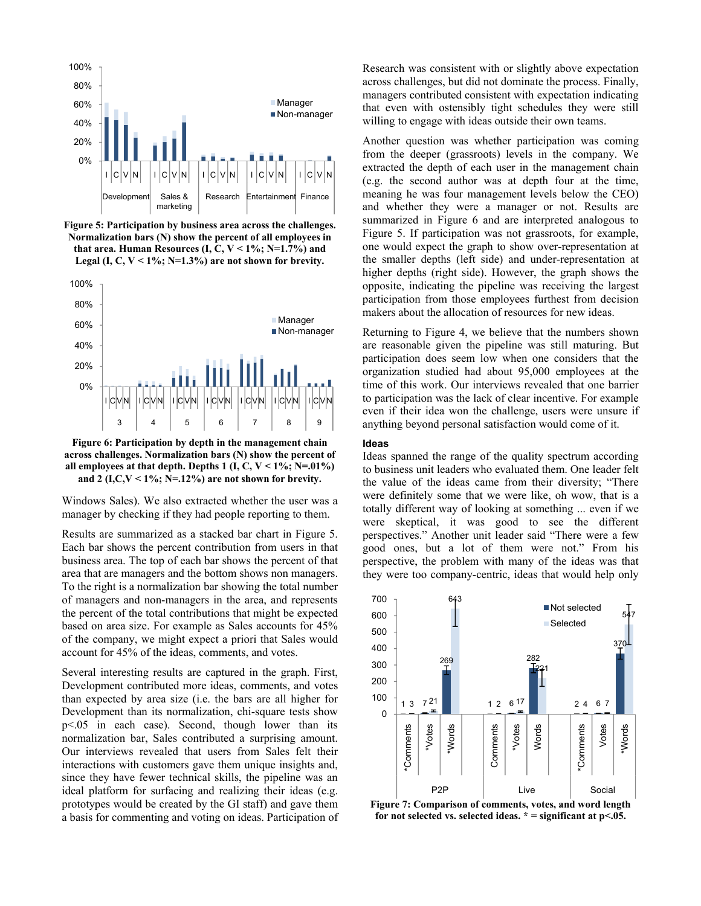Figure 5: Participation by business area across the challenges. Normalization bars (N) show the percent of all employees in that area. Human Resources (I, C, V < 1%; N=1.7%) and Legal (I, C, V < 1%; N=1.3%) are not shown for brevity.

Figure 6: Participation by depth in the management chain across challenges. Normalization bars (N) show the percent of all employees at that depth. Depths 1 (I, C, V < 1%; N=.01%) and 2 (I,C,V < 1%; N=.12%) are not shown for brevity.

Windows Sales). We also extracted whether the user was a manager by checking if they had people reporting to them.

Results are summarized as a stacked bar chart in Figure 5. Each bar shows the percent contribution from users in that business area. The top of each bar shows the percent of that area that are managers and the bottom shows non managers. To the right is a normalization bar showing the total number of managers and non-managers in the area, and represents the percent of the total contributions that might be expected based on area size. For example as Sales accounts for 45% of the company, we might expect a priori that Sales would account for 45% of the ideas, comments, and votes.

Several interesting results are captured in the graph. First, Development contributed more ideas, comments, and votes than expected by area size (i.e. the bars are all higher for Development than its normalization, chi-square tests show p<.05 in each case). Second, though lower than its normalization bar, Sales contributed a surprising amount. Our interviews revealed that users from Sales felt their interactions with customers gave them unique insights and, since they have fewer technical skills, the pipeline was an ideal platform for surfacing and realizing their ideas (e.g. prototypes would be created by the GI staff) and gave them a basis for commenting and voting on ideas. Participation of Research was consistent with or slightly above expectation across challenges, but did not dominate the process. Finally, managers contributed consistent with expectation indicating that even with ostensibly tight schedules they were still willing to engage with ideas outside their own teams.

Another question was whether participation was coming from the deeper (grassroots) levels in the company. We extracted the depth of each user in the management chain (e.g. the second author was at depth four at the time, meaning he was four management levels below the CEO) and whether they were a manager or not. Results are summarized in Figure 6 and are interpreted analogous to Figure 5. If participation was not grassroots, for example, one would expect the graph to show over-representation at the smaller depths (left side) and under-representation at higher depths (right side). However, the graph shows the opposite, indicating the pipeline was receiving the largest participation from those employees furthest from decision makers about the allocation of resources for new ideas.

Returning to Figure 4, we believe that the numbers shown are reasonable given the pipeline was still maturing. But participation does seem low when one considers that the organization studied had about 95,000 employees at the time of this work. Our interviews revealed that one barrier to participation was the lack of clear incentive. For example even if their idea won the challenge, users were unsure if anything beyond personal satisfaction would come of it.

### Ideas

Ideas spanned the range of the quality spectrum according to business unit leaders who evaluated them. One leader felt the value of the ideas came from their diversity; "There were definitely some that we were like, oh wow, that is a totally different way of looking at something ... even if we were skeptical, it was good to see the different perspectives." Another unit leader said "There were a few good ones, but a lot of them were not." From his perspective, the problem with many of the ideas was that they were too company-centric, ideas that would help only

Figure 7: Comparison of comments, votes, and word length for not selected vs. selected ideas. * = significant at p<.05.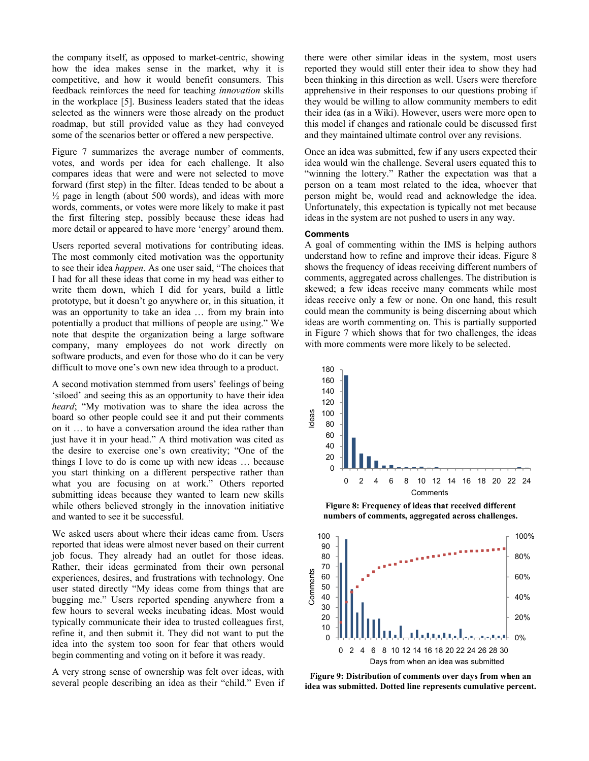the company itself, as opposed to market-centric, showing how the idea makes sense in the market, why it is competitive, and how it would benefit consumers. This feedback reinforces the need for teaching *innovation* skills in the workplace [5]. Business leaders stated that the ideas selected as the winners were those already on the product roadmap, but still provided value as they had conveyed some of the scenarios better or offered a new perspective.

Figure 7 summarizes the average number of comments, votes, and words per idea for each challenge. It also compares ideas that were and were not selected to move forward (first step) in the filter. Ideas tended to be about a ½ page in length (about 500 words), and ideas with more words, comments, or votes were more likely to make it past the first filtering step, possibly because these ideas had more detail or appeared to have more 'energy' around them.

Users reported several motivations for contributing ideas. The most commonly cited motivation was the opportunity to see their idea *happen*. As one user said, "The choices that I had for all these ideas that come in my head was either to write them down, which I did for years, build a little prototype, but it doesn't go anywhere or, in this situation, it was an opportunity to take an idea … from my brain into potentially a product that millions of people are using." We note that despite the organization being a large software company, many employees do not work directly on software products, and even for those who do it can be very difficult to move one's own new idea through to a product.

A second motivation stemmed from users' feelings of being 'siloed' and seeing this as an opportunity to have their idea *heard*; "My motivation was to share the idea across the board so other people could see it and put their comments on it … to have a conversation around the idea rather than just have it in your head." A third motivation was cited as the desire to exercise one's own creativity; "One of the things I love to do is come up with new ideas … because you start thinking on a different perspective rather than what you are focusing on at work." Others reported submitting ideas because they wanted to learn new skills while others believed strongly in the innovation initiative and wanted to see it be successful.

We asked users about where their ideas came from. Users reported that ideas were almost never based on their current job focus. They already had an outlet for those ideas. Rather, their ideas germinated from their own personal experiences, desires, and frustrations with technology. One user stated directly "My ideas come from things that are bugging me." Users reported spending anywhere from a few hours to several weeks incubating ideas. Most would typically communicate their idea to trusted colleagues first, refine it, and then submit it. They did not want to put the idea into the system too soon for fear that others would begin commenting and voting on it before it was ready.

A very strong sense of ownership was felt over ideas, with several people describing an idea as their "child." Even if there were other similar ideas in the system, most users reported they would still enter their idea to show they had been thinking in this direction as well. Users were therefore apprehensive in their responses to our questions probing if they would be willing to allow community members to edit their idea (as in a Wiki). However, users were more open to this model if changes and rationale could be discussed first and they maintained ultimate control over any revisions.

Once an idea was submitted, few if any users expected their idea would win the challenge. Several users equated this to "winning the lottery." Rather the expectation was that a person on a team most related to the idea, whoever that person might be, would read and acknowledge the idea. Unfortunately, this expectation is typically not met because ideas in the system are not pushed to users in any way.

### Comments

A goal of commenting within the IMS is helping authors understand how to refine and improve their ideas. Figure 8 shows the frequency of ideas receiving different numbers of comments, aggregated across challenges. The distribution is skewed; a few ideas receive many comments while most ideas receive only a few or none. On one hand, this result could mean the community is being discerning about which ideas are worth commenting on. This is partially supported in Figure 7 which shows that for two challenges, the ideas with more comments were more likely to be selected.

**Figure 8: Frequency of ideas that received different numbers of comments, aggregated across challenges.**

**Figure 9: Distribution of comments over days from when an idea was submitted. Dotted line represents cumulative percent.**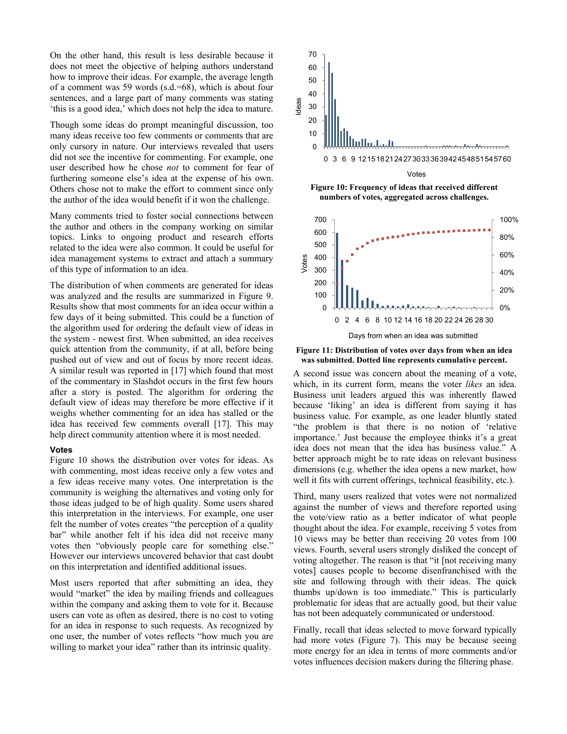On the other hand, this result is less desirable because it does not meet the objective of helping authors understand how to improve their ideas. For example, the average length of a comment was 59 words (s.d.=68), which is about four sentences, and a large part of many comments was stating 'this is a good idea,' which does not help the idea to mature.

Though some ideas do prompt meaningful discussion, too many ideas receive too few comments or comments that are only cursory in nature. Our interviews revealed that users did not see the incentive for commenting. For example, one user described how he chose *not* to comment for fear of furthering someone else's idea at the expense of his own. Others chose not to make the effort to comment since only the author of the idea would benefit if it won the challenge.

Many comments tried to foster social connections between the author and others in the company working on similar topics. Links to ongoing product and research efforts related to the idea were also common. It could be useful for idea management systems to extract and attach a summary of this type of information to an idea.

The distribution of when comments are generated for ideas was analyzed and the results are summarized in Figure 9. Results show that most comments for an idea occur within a few days of it being submitted. This could be a function of the algorithm used for ordering the default view of ideas in the system - newest first. When submitted, an idea receives quick attention from the community, if at all, before being pushed out of view and out of focus by more recent ideas. A similar result was reported in [17] which found that most of the commentary in Slashdot occurs in the first few hours after a story is posted. The algorithm for ordering the default view of ideas may therefore be more effective if it weighs whether commenting for an idea has stalled or the idea has received few comments overall [17]. This may help direct community attention where it is most needed.

### Votes

Figure 10 shows the distribution over votes for ideas. As with commenting, most ideas receive only a few votes and a few ideas receive many votes. One interpretation is the community is weighing the alternatives and voting only for those ideas judged to be of high quality. Some users shared this interpretation in the interviews. For example, one user felt the number of votes creates "the perception of a quality bar" while another felt if his idea did not receive many votes then "obviously people care for something else." However our interviews uncovered behavior that cast doubt on this interpretation and identified additional issues.

Most users reported that after submitting an idea, they would "market" the idea by mailing friends and colleagues within the company and asking them to vote for it. Because users can vote as often as desired, there is no cost to voting for an idea in response to such requests. As recognized by one user, the number of votes reflects "how much you are willing to market your idea" rather than its intrinsic quality.

**Figure 10: Frequency of ideas that received different numbers of votes, aggregated across challenges.**

**Figure 11: Distribution of votes over days from when an idea was submitted. Dotted line represents cumulative percent.**

A second issue was concern about the meaning of a vote, which, in its current form, means the voter *likes* an idea. Business unit leaders argued this was inherently flawed because 'liking' an idea is different from saying it has business value. For example, as one leader bluntly stated "the problem is that there is no notion of 'relative importance.' Just because the employee thinks it's a great idea does not mean that the idea has business value." A better approach might be to rate ideas on relevant business dimensions (e.g. whether the idea opens a new market, how well it fits with current offerings, technical feasibility, etc.).

Third, many users realized that votes were not normalized against the number of views and therefore reported using the vote/view ratio as a better indicator of what people thought about the idea. For example, receiving 5 votes from 10 views may be better than receiving 20 votes from 100 views. Fourth, several users strongly disliked the concept of voting altogether. The reason is that "it [not receiving many votes] causes people to become disenfranchised with the site and following through with their ideas. The quick thumbs up/down is too immediate." This is particularly problematic for ideas that are actually good, but their value has not been adequately communicated or understood.

Finally, recall that ideas selected to move forward typically had more votes (Figure 7). This may be because seeing more energy for an idea in terms of more comments and/or votes influences decision makers during the filtering phase.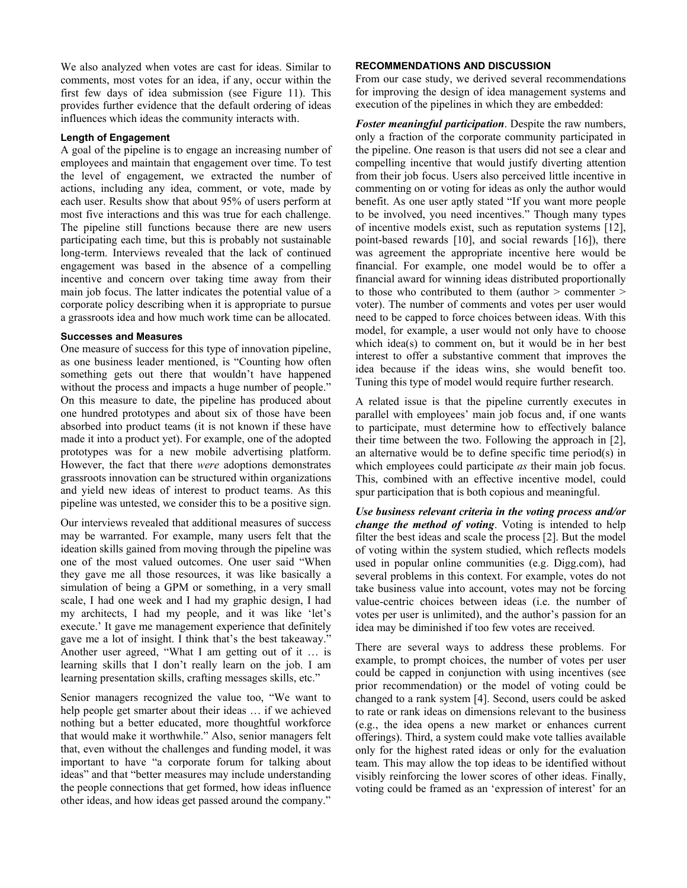We also analyzed when votes are cast for ideas. Similar to comments, most votes for an idea, if any, occur within the first few days of idea submission (see Figure 11). This provides further evidence that the default ordering of ideas influences which ideas the community interacts with.

### Length of Engagement

A goal of the pipeline is to engage an increasing number of employees and maintain that engagement over time. To test the level of engagement, we extracted the number of actions, including any idea, comment, or vote, made by each user. Results show that about 95% of users perform at most five interactions and this was true for each challenge. The pipeline still functions because there are new users participating each time, but this is probably not sustainable long-term. Interviews revealed that the lack of continued engagement was based in the absence of a compelling incentive and concern over taking time away from their main job focus. The latter indicates the potential value of a corporate policy describing when it is appropriate to pursue a grassroots idea and how much work time can be allocated.

### Successes and Measures

One measure of success for this type of innovation pipeline, as one business leader mentioned, is "Counting how often something gets out there that wouldn't have happened without the process and impacts a huge number of people." On this measure to date, the pipeline has produced about one hundred prototypes and about six of those have been absorbed into product teams (it is not known if these have made it into a product yet). For example, one of the adopted prototypes was for a new mobile advertising platform. However, the fact that there *were* adoptions demonstrates grassroots innovation can be structured within organizations and yield new ideas of interest to product teams. As this pipeline was untested, we consider this to be a positive sign.

Our interviews revealed that additional measures of success may be warranted. For example, many users felt that the ideation skills gained from moving through the pipeline was one of the most valued outcomes. One user said "When they gave me all those resources, it was like basically a simulation of being a GPM or something, in a very small scale, I had one week and I had my graphic design, I had my architects, I had my people, and it was like 'let's execute.' It gave me management experience that definitely gave me a lot of insight. I think that's the best takeaway." Another user agreed, "What I am getting out of it … is learning skills that I don't really learn on the job. I am learning presentation skills, crafting messages skills, etc."

Senior managers recognized the value too, "We want to help people get smarter about their ideas … if we achieved nothing but a better educated, more thoughtful workforce that would make it worthwhile." Also, senior managers felt that, even without the challenges and funding model, it was important to have "a corporate forum for talking about ideas" and that "better measures may include understanding the people connections that get formed, how ideas influence other ideas, and how ideas get passed around the company."

## RECOMMENDATIONS AND DISCUSSION

From our case study, we derived several recommendations for improving the design of idea management systems and execution of the pipelines in which they are embedded:

***Foster meaningful participation***. Despite the raw numbers, only a fraction of the corporate community participated in the pipeline. One reason is that users did not see a clear and compelling incentive that would justify diverting attention from their job focus. Users also perceived little incentive in commenting on or voting for ideas as only the author would benefit. As one user aptly stated "If you want more people to be involved, you need incentives." Though many types of incentive models exist, such as reputation systems [12], point-based rewards [10], and social rewards [16]), there was agreement the appropriate incentive here would be financial. For example, one model would be to offer a financial award for winning ideas distributed proportionally to those who contributed to them (author > commenter > voter). The number of comments and votes per user would need to be capped to force choices between ideas. With this model, for example, a user would not only have to choose which idea(s) to comment on, but it would be in her best interest to offer a substantive comment that improves the idea because if the ideas wins, she would benefit too. Tuning this type of model would require further research.

A related issue is that the pipeline currently executes in parallel with employees' main job focus and, if one wants to participate, must determine how to effectively balance their time between the two. Following the approach in [2], an alternative would be to define specific time period(s) in which employees could participate *as* their main job focus. This, combined with an effective incentive model, could spur participation that is both copious and meaningful.

***Use business relevant criteria in the voting process and/or change the method of voting***. Voting is intended to help filter the best ideas and scale the process [2]. But the model of voting within the system studied, which reflects models used in popular online communities (e.g. Digg.com), had several problems in this context. For example, votes do not take business value into account, votes may not be forcing value-centric choices between ideas (i.e. the number of votes per user is unlimited), and the author's passion for an idea may be diminished if too few votes are received.

There are several ways to address these problems. For example, to prompt choices, the number of votes per user could be capped in conjunction with using incentives (see prior recommendation) or the model of voting could be changed to a rank system [4]. Second, users could be asked to rate or rank ideas on dimensions relevant to the business (e.g., the idea opens a new market or enhances current offerings). Third, a system could make vote tallies available only for the highest rated ideas or only for the evaluation team. This may allow the top ideas to be identified without visibly reinforcing the lower scores of other ideas. Finally, voting could be framed as an 'expression of interest' for an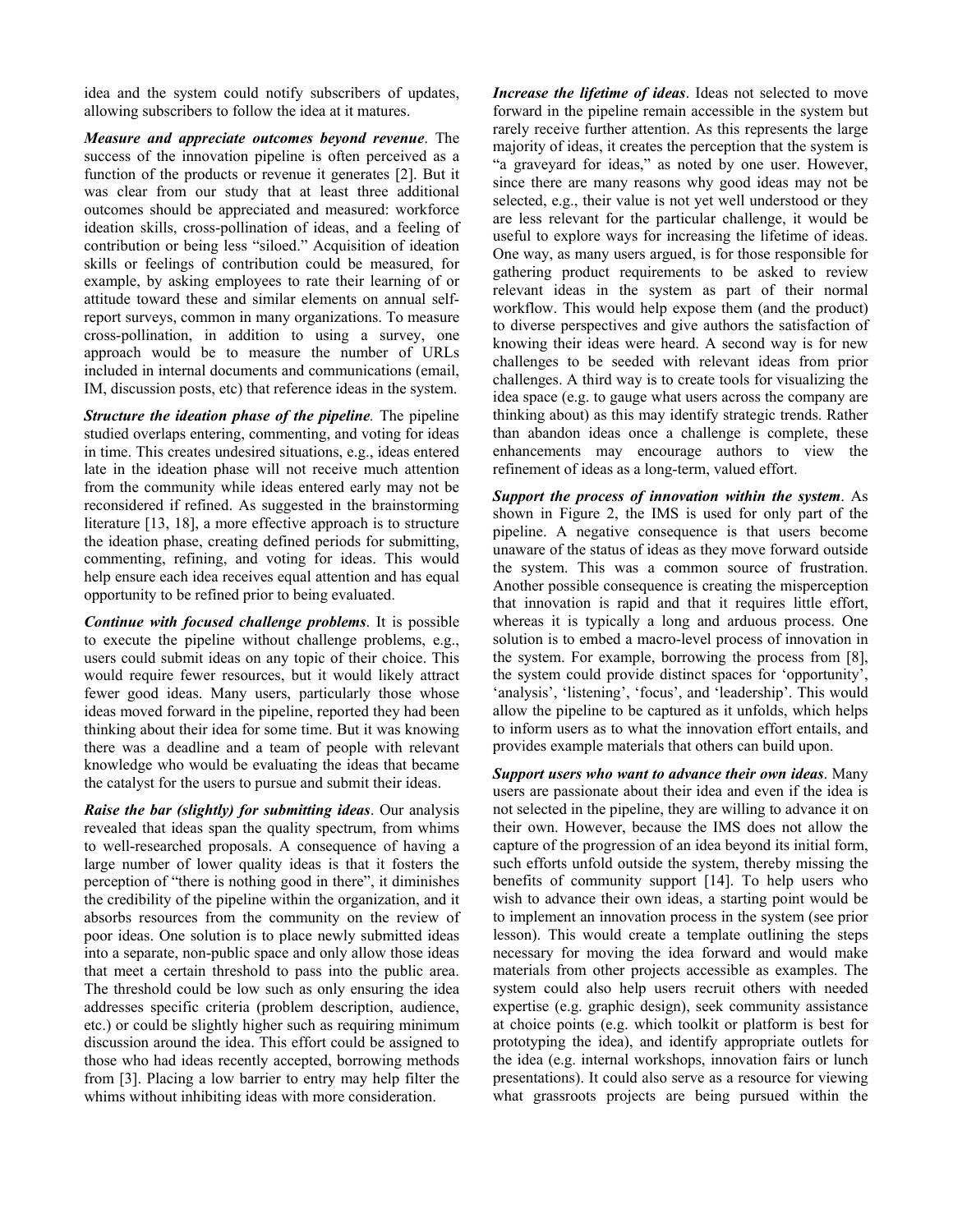idea and the system could notify subscribers of updates, allowing subscribers to follow the idea at it matures.

***Measure and appreciate outcomes beyond revenue***. The success of the innovation pipeline is often perceived as a function of the products or revenue it generates [2]. But it was clear from our study that at least three additional outcomes should be appreciated and measured: workforce ideation skills, cross-pollination of ideas, and a feeling of contribution or being less "siloed." Acquisition of ideation skills or feelings of contribution could be measured, for example, by asking employees to rate their learning of or attitude toward these and similar elements on annual self-report surveys, common in many organizations. To measure cross-pollination, in addition to using a survey, one approach would be to measure the number of URLs included in internal documents and communications (email, IM, discussion posts, etc) that reference ideas in the system.

***Structure the ideation phase of the pipeline.*** The pipeline studied overlaps entering, commenting, and voting for ideas in time. This creates undesired situations, e.g., ideas entered late in the ideation phase will not receive much attention from the community while ideas entered early may not be reconsidered if refined. As suggested in the brainstorming literature [13, 18], a more effective approach is to structure the ideation phase, creating defined periods for submitting, commenting, refining, and voting for ideas. This would help ensure each idea receives equal attention and has equal opportunity to be refined prior to being evaluated.

***Continue with focused challenge problems***. It is possible to execute the pipeline without challenge problems, e.g., users could submit ideas on any topic of their choice. This would require fewer resources, but it would likely attract fewer good ideas. Many users, particularly those whose ideas moved forward in the pipeline, reported they had been thinking about their idea for some time. But it was knowing there was a deadline and a team of people with relevant knowledge who would be evaluating the ideas that became the catalyst for the users to pursue and submit their ideas.

***Raise the bar (slightly) for submitting ideas***. Our analysis revealed that ideas span the quality spectrum, from whims to well-researched proposals. A consequence of having a large number of lower quality ideas is that it fosters the perception of "there is nothing good in there", it diminishes the credibility of the pipeline within the organization, and it absorbs resources from the community on the review of poor ideas. One solution is to place newly submitted ideas into a separate, non-public space and only allow those ideas that meet a certain threshold to pass into the public area. The threshold could be low such as only ensuring the idea addresses specific criteria (problem description, audience, etc.) or could be slightly higher such as requiring minimum discussion around the idea. This effort could be assigned to those who had ideas recently accepted, borrowing methods from [3]. Placing a low barrier to entry may help filter the whims without inhibiting ideas with more consideration.

***Increase the lifetime of ideas***. Ideas not selected to move forward in the pipeline remain accessible in the system but rarely receive further attention. As this represents the large majority of ideas, it creates the perception that the system is "a graveyard for ideas," as noted by one user. However, since there are many reasons why good ideas may not be selected, e.g., their value is not yet well understood or they are less relevant for the particular challenge, it would be useful to explore ways for increasing the lifetime of ideas. One way, as many users argued, is for those responsible for gathering product requirements to be asked to review relevant ideas in the system as part of their normal workflow. This would help expose them (and the product) to diverse perspectives and give authors the satisfaction of knowing their ideas were heard. A second way is for new challenges to be seeded with relevant ideas from prior challenges. A third way is to create tools for visualizing the idea space (e.g. to gauge what users across the company are thinking about) as this may identify strategic trends. Rather than abandon ideas once a challenge is complete, these enhancements may encourage authors to view the refinement of ideas as a long-term, valued effort.

***Support the process of innovation within the system***. As shown in Figure 2, the IMS is used for only part of the pipeline. A negative consequence is that users become unaware of the status of ideas as they move forward outside the system. This was a common source of frustration. Another possible consequence is creating the misperception that innovation is rapid and that it requires little effort, whereas it is typically a long and arduous process. One solution is to embed a macro-level process of innovation in the system. For example, borrowing the process from [8], the system could provide distinct spaces for 'opportunity', 'analysis', 'listening', 'focus', and 'leadership'. This would allow the pipeline to be captured as it unfolds, which helps to inform users as to what the innovation effort entails, and provides example materials that others can build upon.

***Support users who want to advance their own ideas***. Many users are passionate about their idea and even if the idea is not selected in the pipeline, they are willing to advance it on their own. However, because the IMS does not allow the capture of the progression of an idea beyond its initial form, such efforts unfold outside the system, thereby missing the benefits of community support [14]. To help users who wish to advance their own ideas, a starting point would be to implement an innovation process in the system (see prior lesson). This would create a template outlining the steps necessary for moving the idea forward and would make materials from other projects accessible as examples. The system could also help users recruit others with needed expertise (e.g. graphic design), seek community assistance at choice points (e.g. which toolkit or platform is best for prototyping the idea), and identify appropriate outlets for the idea (e.g. internal workshops, innovation fairs or lunch presentations). It could also serve as a resource for viewing what grassroots projects are being pursued within the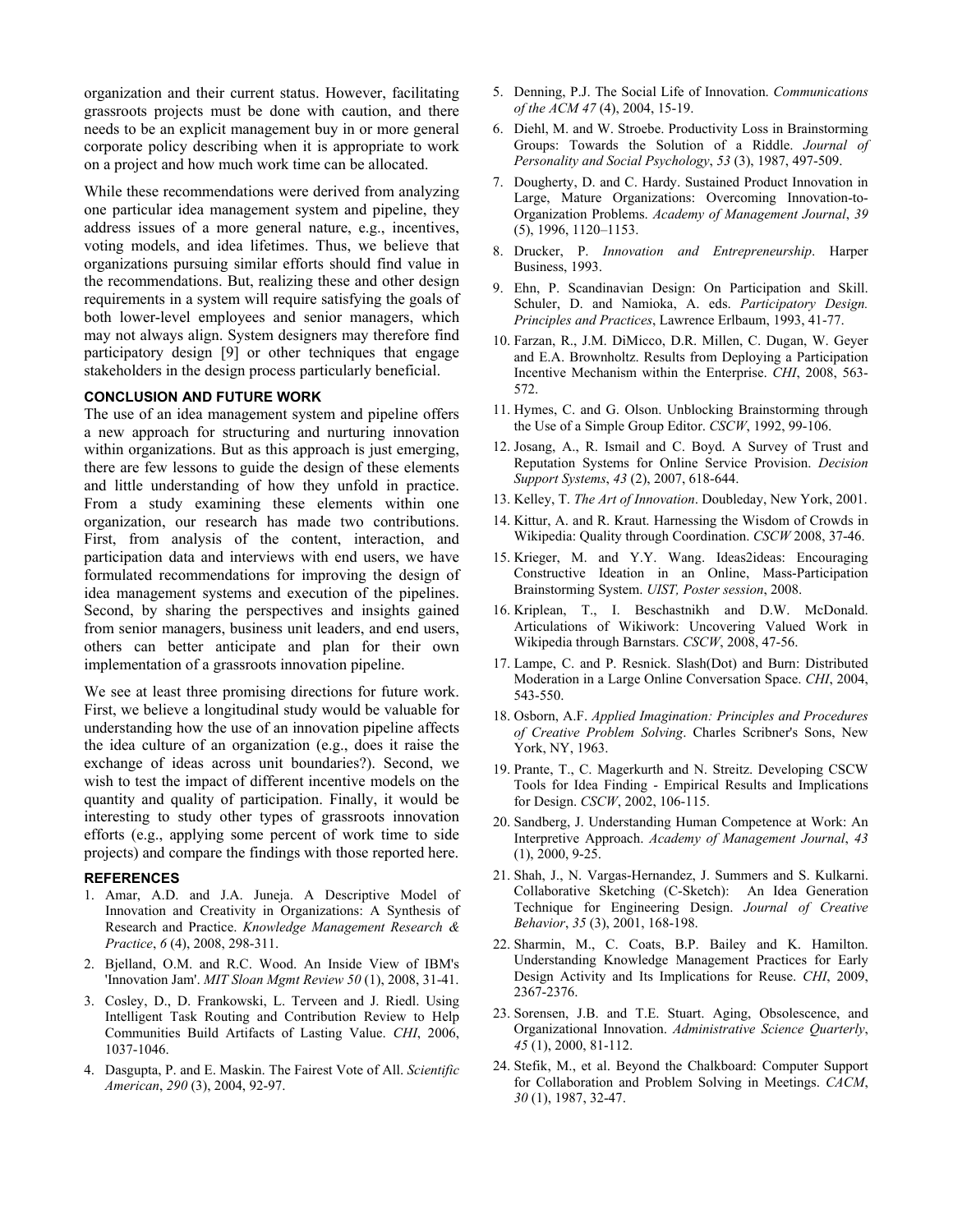organization and their current status. However, facilitating grassroots projects must be done with caution, and there needs to be an explicit management buy in or more general corporate policy describing when it is appropriate to work on a project and how much work time can be allocated.

While these recommendations were derived from analyzing one particular idea management system and pipeline, they address issues of a more general nature, e.g., incentives, voting models, and idea lifetimes. Thus, we believe that organizations pursuing similar efforts should find value in the recommendations. But, realizing these and other design requirements in a system will require satisfying the goals of both lower-level employees and senior managers, which may not always align. System designers may therefore find participatory design [9] or other techniques that engage stakeholders in the design process particularly beneficial.

## CONCLUSION AND FUTURE WORK

The use of an idea management system and pipeline offers a new approach for structuring and nurturing innovation within organizations. But as this approach is just emerging, there are few lessons to guide the design of these elements and little understanding of how they unfold in practice. From a study examining these elements within one organization, our research has made two contributions. First, from analysis of the content, interaction, and participation data and interviews with end users, we have formulated recommendations for improving the design of idea management systems and execution of the pipelines. Second, by sharing the perspectives and insights gained from senior managers, business unit leaders, and end users, others can better anticipate and plan for their own implementation of a grassroots innovation pipeline.

We see at least three promising directions for future work. First, we believe a longitudinal study would be valuable for understanding how the use of an innovation pipeline affects the idea culture of an organization (e.g., does it raise the exchange of ideas across unit boundaries?). Second, we wish to test the impact of different incentive models on the quantity and quality of participation. Finally, it would be interesting to study other types of grassroots innovation efforts (e.g., applying some percent of work time to side projects) and compare the findings with those reported here.

## REFERENCES

1. Amar, A.D. and J.A. Juneja. A Descriptive Model of Innovation and Creativity in Organizations: A Synthesis of Research and Practice. *Knowledge Management Research & Practice*, *6* (4), 2008, 298-311.
2. Bjelland, O.M. and R.C. Wood. An Inside View of IBM's 'Innovation Jam'. *MIT Sloan Mgmt Review 50* (1), 2008, 31-41.
3. Cosley, D., D. Frankowski, L. Terveen and J. Riedl. Using Intelligent Task Routing and Contribution Review to Help Communities Build Artifacts of Lasting Value. *CHI*, 2006, 1037-1046.
4. Dasgupta, P. and E. Maskin. The Fairest Vote of All. *Scientific American*, *290* (3), 2004, 92-97.
5. Denning, P.J. The Social Life of Innovation. *Communications of the ACM 47* (4), 2004, 15-19.
6. Diehl, M. and W. Stroebe. Productivity Loss in Brainstorming Groups: Towards the Solution of a Riddle. *Journal of Personality and Social Psychology*, *53* (3), 1987, 497-509.
7. Dougherty, D. and C. Hardy. Sustained Product Innovation in Large, Mature Organizations: Overcoming Innovation-to-Organization Problems. *Academy of Management Journal*, *39* (5), 1996, 1120–1153.
8. Drucker, P. *Innovation and Entrepreneurship*. Harper Business, 1993.
9. Ehn, P. Scandinavian Design: On Participation and Skill. Schuler, D. and Namioka, A. eds. *Participatory Design. Principles and Practices*, Lawrence Erlbaum, 1993, 41-77.
10. Farzan, R., J.M. DiMicco, D.R. Millen, C. Dugan, W. Geyer and E.A. Brownholtz. Results from Deploying a Participation Incentive Mechanism within the Enterprise. *CHI*, 2008, 563-572.
11. Hymes, C. and G. Olson. Unblocking Brainstorming through the Use of a Simple Group Editor. *CSCW*, 1992, 99-106.
12. Josang, A., R. Ismail and C. Boyd. A Survey of Trust and Reputation Systems for Online Service Provision. *Decision Support Systems*, *43* (2), 2007, 618-644.
13. Kelley, T. *The Art of Innovation*. Doubleday, New York, 2001.
14. Kittur, A. and R. Kraut. Harnessing the Wisdom of Crowds in Wikipedia: Quality through Coordination. *CSCW* 2008, 37-46.
15. Krieger, M. and Y.Y. Wang. Ideas2ideas: Encouraging Constructive Ideation in an Online, Mass-Participation Brainstorming System. *UIST, Poster session*, 2008.
16. Kriplean, T., I. Beschastnikh and D.W. McDonald. Articulations of Wikiwork: Uncovering Valued Work in Wikipedia through Barnstars. *CSCW*, 2008, 47-56.
17. Lampe, C. and P. Resnick. Slash(Dot) and Burn: Distributed Moderation in a Large Online Conversation Space. *CHI*, 2004, 543-550.
18. Osborn, A.F. *Applied Imagination: Principles and Procedures of Creative Problem Solving*. Charles Scribner's Sons, New York, NY, 1963.
19. Prante, T., C. Magerkurth and N. Streitz. Developing CSCW Tools for Idea Finding - Empirical Results and Implications for Design. *CSCW*, 2002, 106-115.
20. Sandberg, J. Understanding Human Competence at Work: An Interpretive Approach. *Academy of Management Journal*, *43* (1), 2000, 9-25.
21. Shah, J., N. Vargas-Hernandez, J. Summers and S. Kulkarni. Collaborative Sketching (C-Sketch): An Idea Generation Technique for Engineering Design. *Journal of Creative Behavior*, *35* (3), 2001, 168-198.
22. Sharmin, M., C. Coats, B.P. Bailey and K. Hamilton. Understanding Knowledge Management Practices for Early Design Activity and Its Implications for Reuse. *CHI*, 2009, 2367-2376.
23. Sorensen, J.B. and T.E. Stuart. Aging, Obsolescence, and Organizational Innovation. *Administrative Science Quarterly*, *45* (1), 2000, 81-112.
24. Stefik, M., et al. Beyond the Chalkboard: Computer Support for Collaboration and Problem Solving in Meetings. *CACM*, *30* (1), 1987, 32-47.